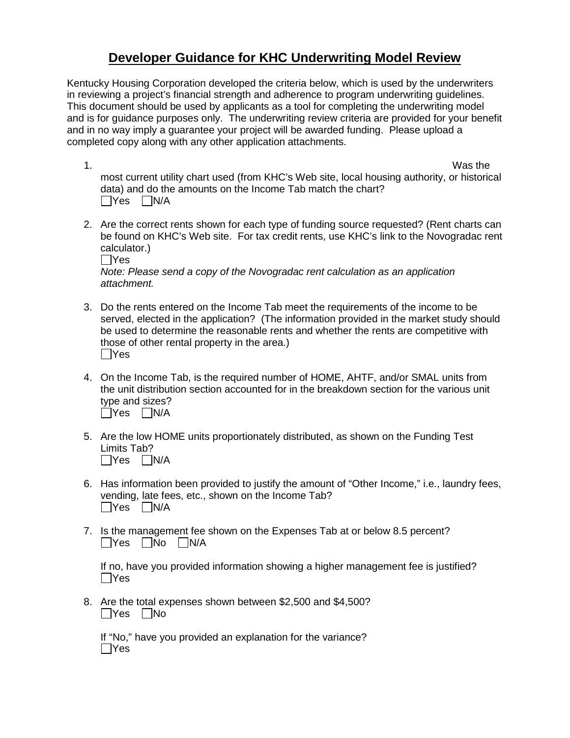# Developer Guidance for KHC Underwriting Model Review

Kentucky Housing Corporation developed the criteria below, which is used by the underwriters in reviewing a project's financial strength and adherence to program underwriting guidelines. This document should be used by applicants as a tool for completing the underwriting model and is for guidance purposes only. The underwriting review criteria are provided for your benefit and in no way imply a guarantee your project will be awarded funding. Please upload a completed copy along with any other application attachments.

1. Was the most current utility chart used (from KHC's Web site, local housing authority, or historical data) and do the amounts on the Income Tab match the chart?
   ☐Yes ☐N/A

2. Are the correct rents shown for each type of funding source requested? (Rent charts can be found on KHC's Web site. For tax credit rents, use KHC's link to the Novogradac rent calculator.)
   ☐Yes
   *Note: Please send a copy of the Novogradac rent calculation as an application attachment.*

3. Do the rents entered on the Income Tab meet the requirements of the income to be served, elected in the application? (The information provided in the market study should be used to determine the reasonable rents and whether the rents are competitive with those of other rental property in the area.)
   ☐Yes

4. On the Income Tab, is the required number of HOME, AHTF, and/or SMAL units from the unit distribution section accounted for in the breakdown section for the various unit type and sizes?
   ☐Yes ☐N/A

5. Are the low HOME units proportionately distributed, as shown on the Funding Test Limits Tab?
   ☐Yes ☐N/A

6. Has information been provided to justify the amount of "Other Income," i.e., laundry fees, vending, late fees, etc., shown on the Income Tab?
   ☐Yes ☐N/A

7. Is the management fee shown on the Expenses Tab at or below 8.5 percent?
   ☐Yes ☐No ☐N/A

   If no, have you provided information showing a higher management fee is justified?
   ☐Yes

8. Are the total expenses shown between $2,500 and $4,500?
   ☐Yes ☐No

   If "No," have you provided an explanation for the variance?
   ☐Yes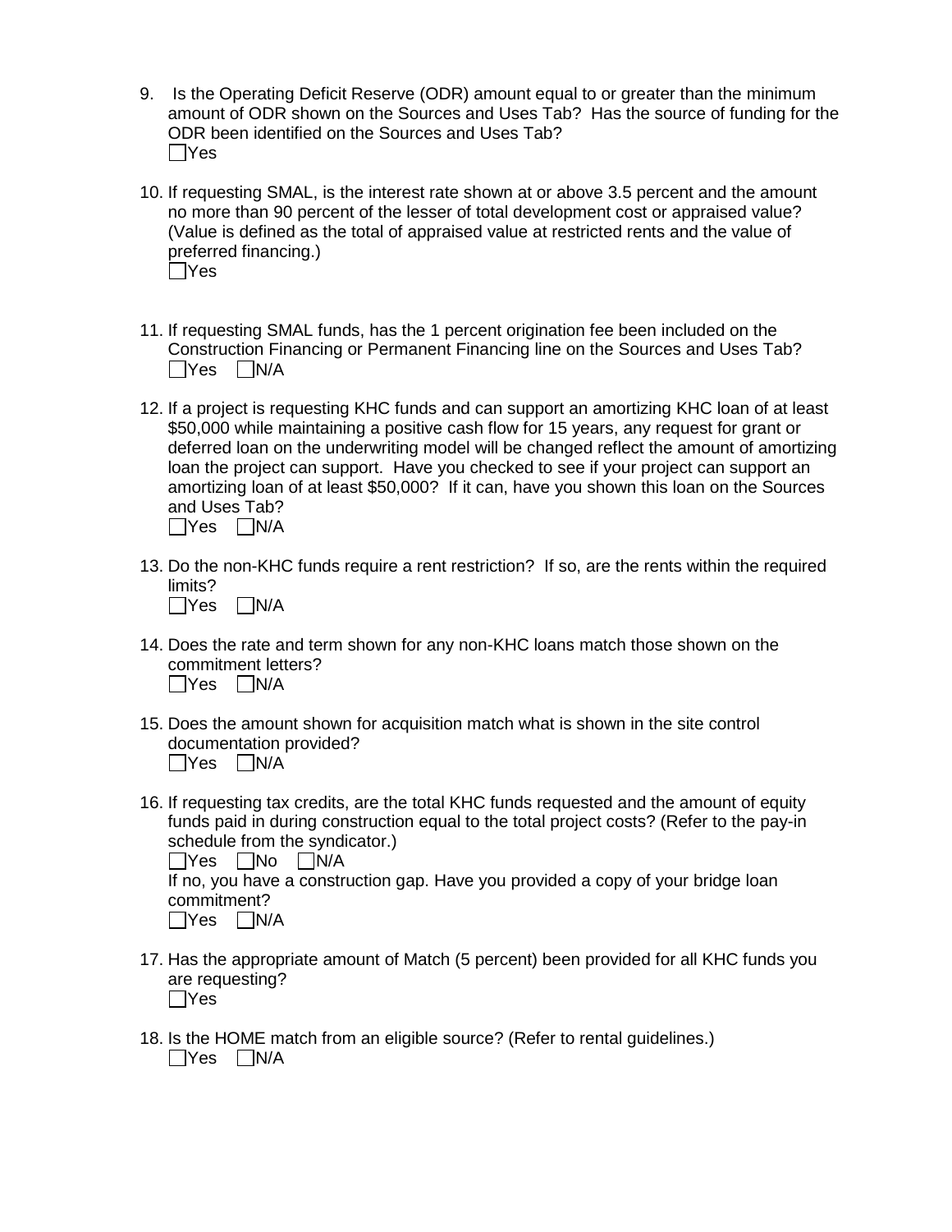9. Is the Operating Deficit Reserve (ODR) amount equal to or greater than the minimum amount of ODR shown on the Sources and Uses Tab? Has the source of funding for the ODR been identified on the Sources and Uses Tab?
   ☐Yes

10. If requesting SMAL, is the interest rate shown at or above 3.5 percent and the amount no more than 90 percent of the lesser of total development cost or appraised value? (Value is defined as the total of appraised value at restricted rents and the value of preferred financing.)
    ☐Yes

11. If requesting SMAL funds, has the 1 percent origination fee been included on the Construction Financing or Permanent Financing line on the Sources and Uses Tab?
    ☐Yes ☐N/A

12. If a project is requesting KHC funds and can support an amortizing KHC loan of at least $50,000 while maintaining a positive cash flow for 15 years, any request for grant or deferred loan on the underwriting model will be changed reflect the amount of amortizing loan the project can support. Have you checked to see if your project can support an amortizing loan of at least $50,000? If it can, have you shown this loan on the Sources and Uses Tab?
    ☐Yes ☐N/A

13. Do the non-KHC funds require a rent restriction? If so, are the rents within the required limits?
    ☐Yes ☐N/A

14. Does the rate and term shown for any non-KHC loans match those shown on the commitment letters?
    ☐Yes ☐N/A

15. Does the amount shown for acquisition match what is shown in the site control documentation provided?
    ☐Yes ☐N/A

16. If requesting tax credits, are the total KHC funds requested and the amount of equity funds paid in during construction equal to the total project costs? (Refer to the pay-in schedule from the syndicator.)
    ☐Yes ☐No ☐N/A
    If no, you have a construction gap. Have you provided a copy of your bridge loan commitment?
    ☐Yes ☐N/A

17. Has the appropriate amount of Match (5 percent) been provided for all KHC funds you are requesting?
    ☐Yes

18. Is the HOME match from an eligible source? (Refer to rental guidelines.)
    ☐Yes ☐N/A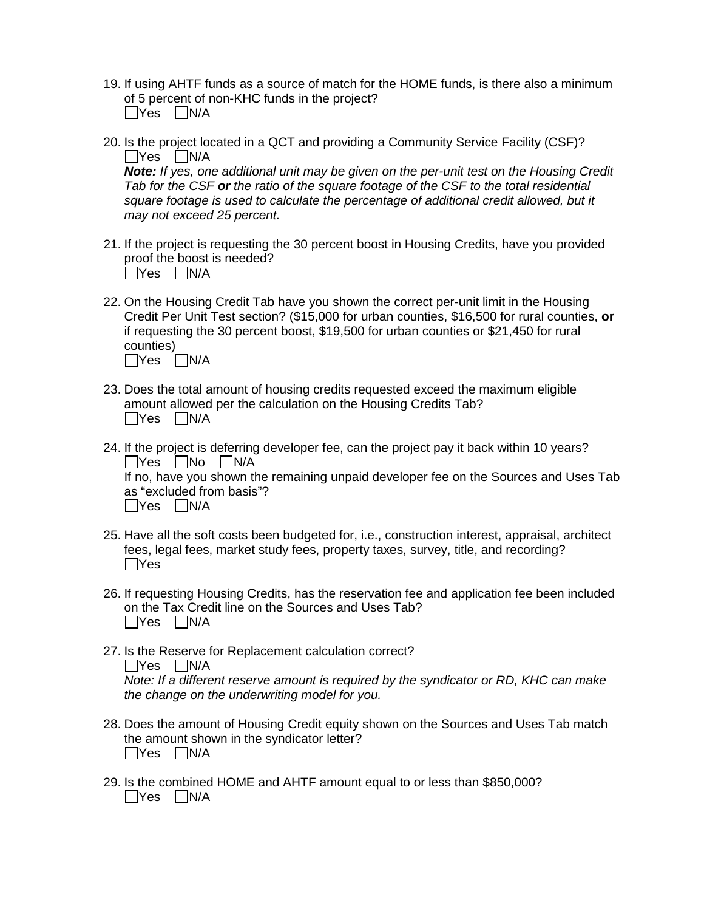19. If using AHTF funds as a source of match for the HOME funds, is there also a minimum of 5 percent of non-KHC funds in the project?
   ☐Yes ☐N/A

20. Is the project located in a QCT and providing a Community Service Facility (CSF)?
   ☐Yes ☐N/A
   ***Note:*** *If yes, one additional unit may be given on the per-unit test on the Housing Credit Tab for the CSF* ***or*** *the ratio of the square footage of the CSF to the total residential square footage is used to calculate the percentage of additional credit allowed, but it may not exceed 25 percent.*

21. If the project is requesting the 30 percent boost in Housing Credits, have you provided proof the boost is needed?
   ☐Yes ☐N/A

22. On the Housing Credit Tab have you shown the correct per-unit limit in the Housing Credit Per Unit Test section? ($15,000 for urban counties, $16,500 for rural counties, **or** if requesting the 30 percent boost, $19,500 for urban counties or $21,450 for rural counties)
   ☐Yes ☐N/A

23. Does the total amount of housing credits requested exceed the maximum eligible amount allowed per the calculation on the Housing Credits Tab?
   ☐Yes ☐N/A

24. If the project is deferring developer fee, can the project pay it back within 10 years?
   ☐Yes ☐No ☐N/A
   If no, have you shown the remaining unpaid developer fee on the Sources and Uses Tab as "excluded from basis"?
   ☐Yes ☐N/A

25. Have all the soft costs been budgeted for, i.e., construction interest, appraisal, architect fees, legal fees, market study fees, property taxes, survey, title, and recording?
   ☐Yes

26. If requesting Housing Credits, has the reservation fee and application fee been included on the Tax Credit line on the Sources and Uses Tab?
   ☐Yes ☐N/A

27. Is the Reserve for Replacement calculation correct?
   ☐Yes ☐N/A
   *Note: If a different reserve amount is required by the syndicator or RD, KHC can make the change on the underwriting model for you.*

28. Does the amount of Housing Credit equity shown on the Sources and Uses Tab match the amount shown in the syndicator letter?
   ☐Yes ☐N/A

29. Is the combined HOME and AHTF amount equal to or less than $850,000?
   ☐Yes ☐N/A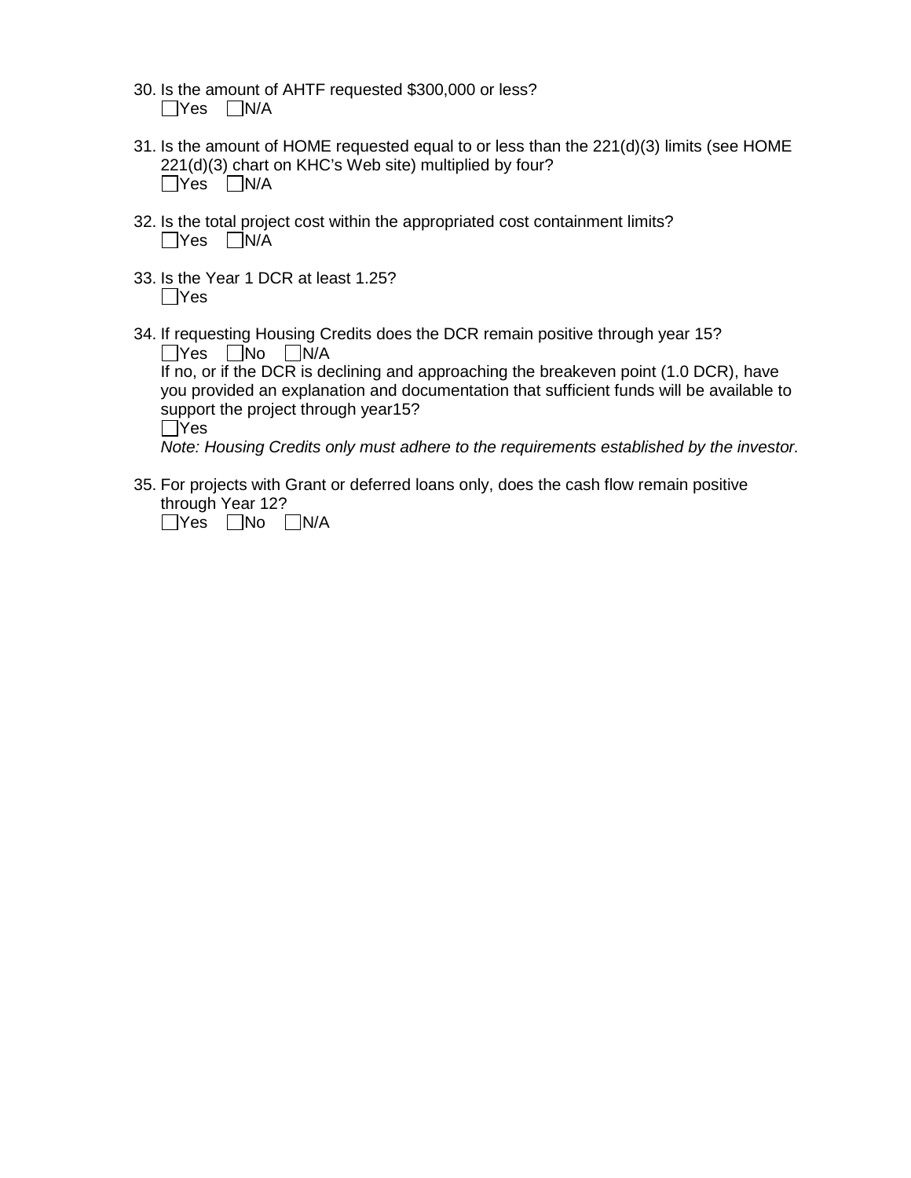30. Is the amount of AHTF requested $300,000 or less?
    ☐Yes ☐N/A

31. Is the amount of HOME requested equal to or less than the 221(d)(3) limits (see HOME 221(d)(3) chart on KHC's Web site) multiplied by four?
    ☐Yes ☐N/A

32. Is the total project cost within the appropriated cost containment limits?
    ☐Yes ☐N/A

33. Is the Year 1 DCR at least 1.25?
    ☐Yes

34. If requesting Housing Credits does the DCR remain positive through year 15?
    ☐Yes ☐No ☐N/A
    If no, or if the DCR is declining and approaching the breakeven point (1.0 DCR), have you provided an explanation and documentation that sufficient funds will be available to support the project through year15?
    ☐Yes
    *Note: Housing Credits only must adhere to the requirements established by the investor.*

35. For projects with Grant or deferred loans only, does the cash flow remain positive through Year 12?
    ☐Yes ☐No ☐N/A